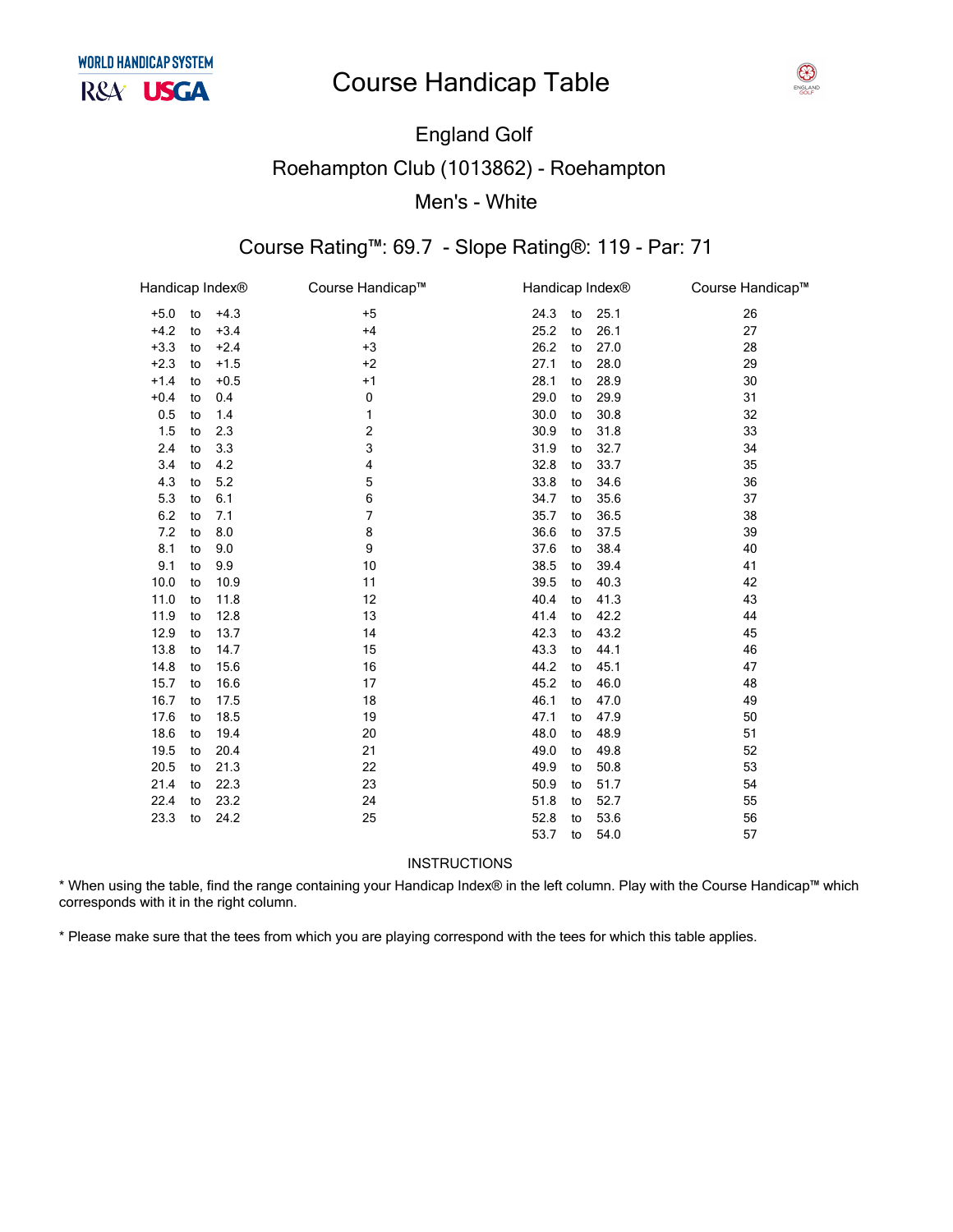WORLD HANDICAP SYSTEM

R&A USGA

# Course Handicap Table

## England Golf

## Roehampton Club (1013862) - Roehampton

## Men's - White

### Course Rating™: 69.7 - Slope Rating®: 119 - Par: 71

| Handicap Index® | Course Handicap™ | Handicap Index® | Course Handicap™ |
|---|---|---|---|
| +5.0 to +4.3 | +5 | 24.3 to 25.1 | 26 |
| +4.2 to +3.4 | +4 | 25.2 to 26.1 | 27 |
| +3.3 to +2.4 | +3 | 26.2 to 27.0 | 28 |
| +2.3 to +1.5 | +2 | 27.1 to 28.0 | 29 |
| +1.4 to +0.5 | +1 | 28.1 to 28.9 | 30 |
| +0.4 to 0.4 | 0 | 29.0 to 29.9 | 31 |
| 0.5 to 1.4 | 1 | 30.0 to 30.8 | 32 |
| 1.5 to 2.3 | 2 | 30.9 to 31.8 | 33 |
| 2.4 to 3.3 | 3 | 31.9 to 32.7 | 34 |
| 3.4 to 4.2 | 4 | 32.8 to 33.7 | 35 |
| 4.3 to 5.2 | 5 | 33.8 to 34.6 | 36 |
| 5.3 to 6.1 | 6 | 34.7 to 35.6 | 37 |
| 6.2 to 7.1 | 7 | 35.7 to 36.5 | 38 |
| 7.2 to 8.0 | 8 | 36.6 to 37.5 | 39 |
| 8.1 to 9.0 | 9 | 37.6 to 38.4 | 40 |
| 9.1 to 9.9 | 10 | 38.5 to 39.4 | 41 |
| 10.0 to 10.9 | 11 | 39.5 to 40.3 | 42 |
| 11.0 to 11.8 | 12 | 40.4 to 41.3 | 43 |
| 11.9 to 12.8 | 13 | 41.4 to 42.2 | 44 |
| 12.9 to 13.7 | 14 | 42.3 to 43.2 | 45 |
| 13.8 to 14.7 | 15 | 43.3 to 44.1 | 46 |
| 14.8 to 15.6 | 16 | 44.2 to 45.1 | 47 |
| 15.7 to 16.6 | 17 | 45.2 to 46.0 | 48 |
| 16.7 to 17.5 | 18 | 46.1 to 47.0 | 49 |
| 17.6 to 18.5 | 19 | 47.1 to 47.9 | 50 |
| 18.6 to 19.4 | 20 | 48.0 to 48.9 | 51 |
| 19.5 to 20.4 | 21 | 49.0 to 49.8 | 52 |
| 20.5 to 21.3 | 22 | 49.9 to 50.8 | 53 |
| 21.4 to 22.3 | 23 | 50.9 to 51.7 | 54 |
| 22.4 to 23.2 | 24 | 51.8 to 52.7 | 55 |
| 23.3 to 24.2 | 25 | 52.8 to 53.6 | 56 |
| | | 53.7 to 54.0 | 57 |

INSTRUCTIONS

* When using the table, find the range containing your Handicap Index® in the left column. Play with the Course Handicap™ which corresponds with it in the right column.

* Please make sure that the tees from which you are playing correspond with the tees for which this table applies.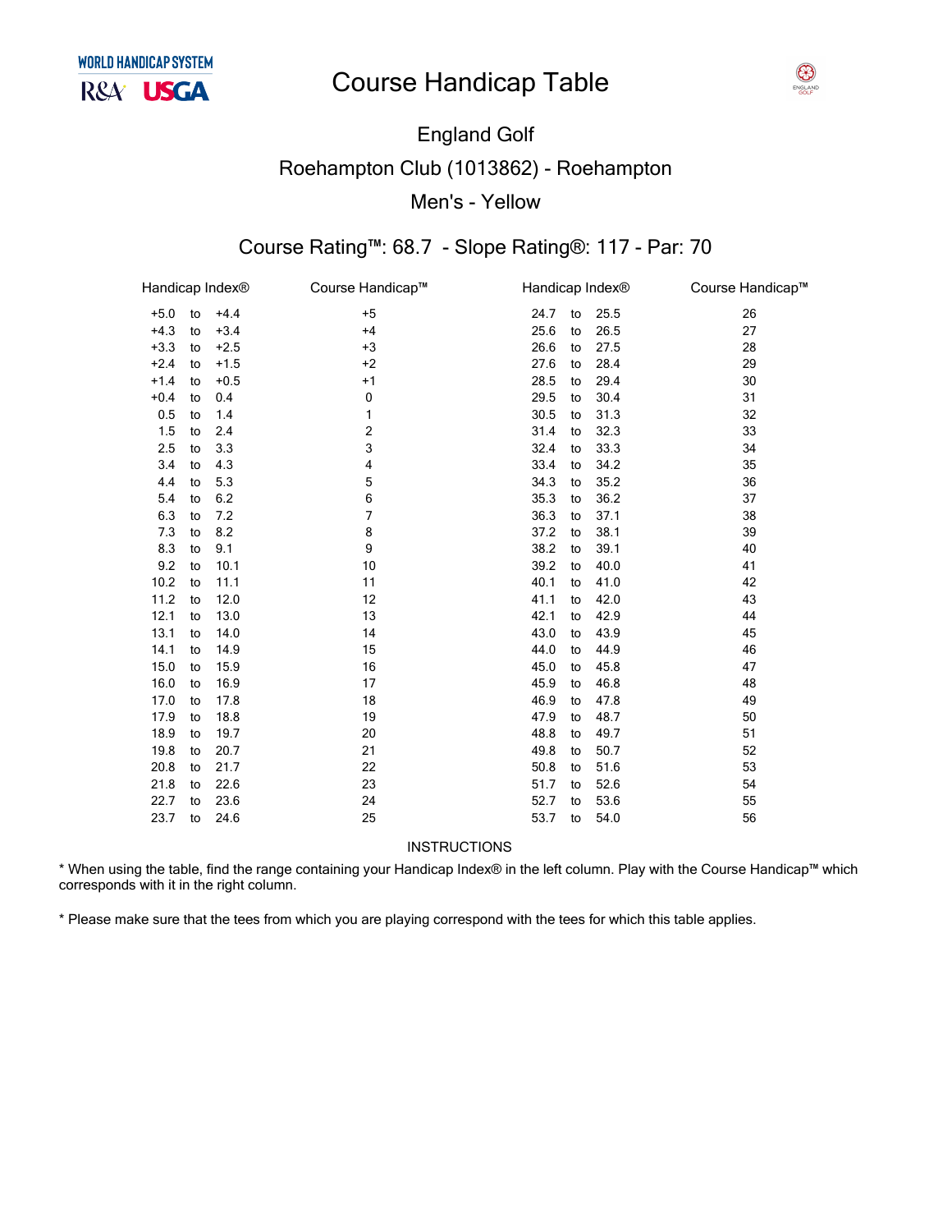# Course Handicap Table

## England Golf

## Roehampton Club (1013862) - Roehampton

## Men's - Yellow

### Course Rating™: 68.7 - Slope Rating®: 117 - Par: 70

| Handicap Index® | | | Course Handicap™ | Handicap Index® | | | Course Handicap™ |
|---|---|---|---|---|---|---|---|
| +5.0 | to | +4.4 | +5 | 24.7 | to | 25.5 | 26 |
| +4.3 | to | +3.4 | +4 | 25.6 | to | 26.5 | 27 |
| +3.3 | to | +2.5 | +3 | 26.6 | to | 27.5 | 28 |
| +2.4 | to | +1.5 | +2 | 27.6 | to | 28.4 | 29 |
| +1.4 | to | +0.5 | +1 | 28.5 | to | 29.4 | 30 |
| +0.4 | to | 0.4 | 0 | 29.5 | to | 30.4 | 31 |
| 0.5 | to | 1.4 | 1 | 30.5 | to | 31.3 | 32 |
| 1.5 | to | 2.4 | 2 | 31.4 | to | 32.3 | 33 |
| 2.5 | to | 3.3 | 3 | 32.4 | to | 33.3 | 34 |
| 3.4 | to | 4.3 | 4 | 33.4 | to | 34.2 | 35 |
| 4.4 | to | 5.3 | 5 | 34.3 | to | 35.2 | 36 |
| 5.4 | to | 6.2 | 6 | 35.3 | to | 36.2 | 37 |
| 6.3 | to | 7.2 | 7 | 36.3 | to | 37.1 | 38 |
| 7.3 | to | 8.2 | 8 | 37.2 | to | 38.1 | 39 |
| 8.3 | to | 9.1 | 9 | 38.2 | to | 39.1 | 40 |
| 9.2 | to | 10.1 | 10 | 39.2 | to | 40.0 | 41 |
| 10.2 | to | 11.1 | 11 | 40.1 | to | 41.0 | 42 |
| 11.2 | to | 12.0 | 12 | 41.1 | to | 42.0 | 43 |
| 12.1 | to | 13.0 | 13 | 42.1 | to | 42.9 | 44 |
| 13.1 | to | 14.0 | 14 | 43.0 | to | 43.9 | 45 |
| 14.1 | to | 14.9 | 15 | 44.0 | to | 44.9 | 46 |
| 15.0 | to | 15.9 | 16 | 45.0 | to | 45.8 | 47 |
| 16.0 | to | 16.9 | 17 | 45.9 | to | 46.8 | 48 |
| 17.0 | to | 17.8 | 18 | 46.9 | to | 47.8 | 49 |
| 17.9 | to | 18.8 | 19 | 47.9 | to | 48.7 | 50 |
| 18.9 | to | 19.7 | 20 | 48.8 | to | 49.7 | 51 |
| 19.8 | to | 20.7 | 21 | 49.8 | to | 50.7 | 52 |
| 20.8 | to | 21.7 | 22 | 50.8 | to | 51.6 | 53 |
| 21.8 | to | 22.6 | 23 | 51.7 | to | 52.6 | 54 |
| 22.7 | to | 23.6 | 24 | 52.7 | to | 53.6 | 55 |
| 23.7 | to | 24.6 | 25 | 53.7 | to | 54.0 | 56 |

INSTRUCTIONS

* When using the table, find the range containing your Handicap Index® in the left column. Play with the Course Handicap™ which corresponds with it in the right column.

* Please make sure that the tees from which you are playing correspond with the tees for which this table applies.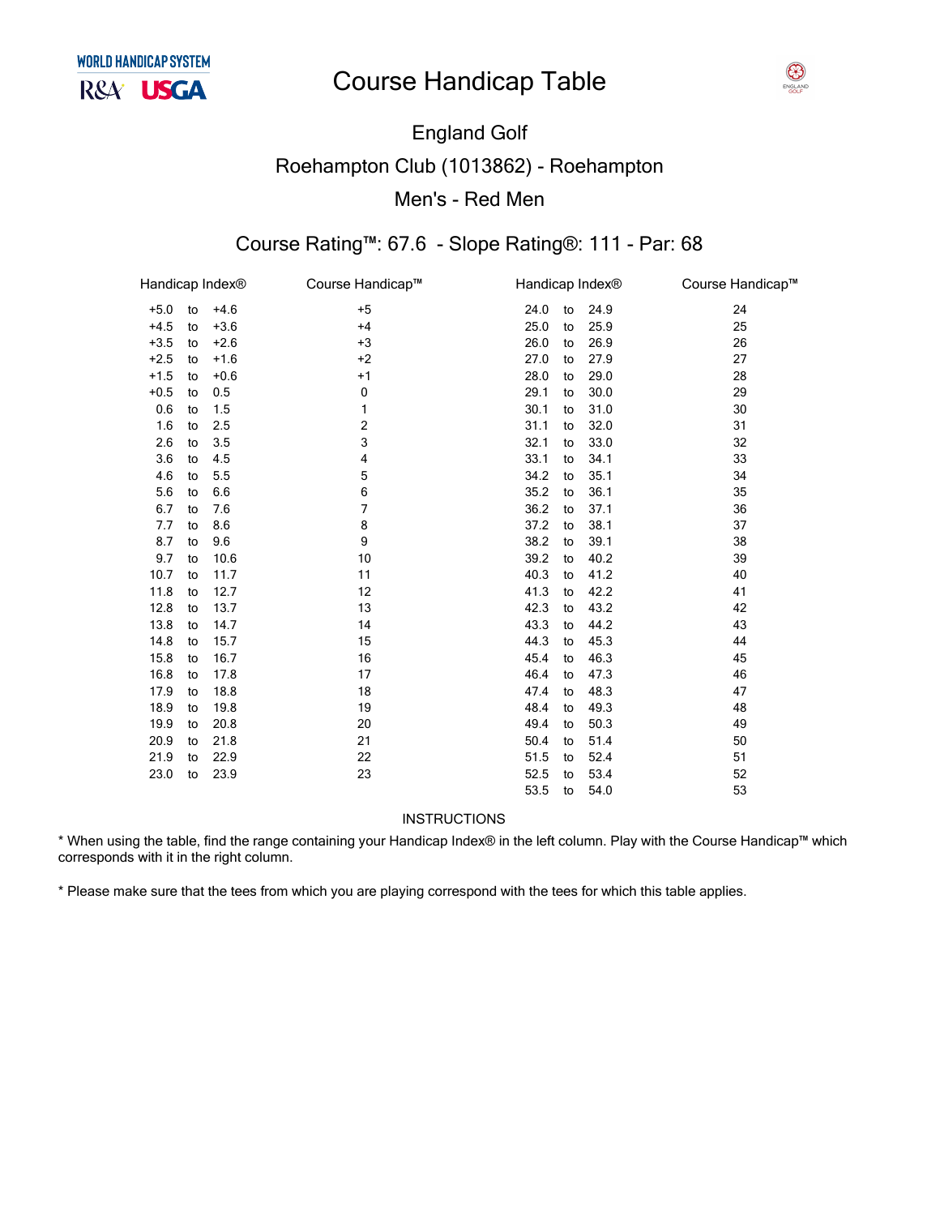# Course Handicap Table

## England Golf

## Roehampton Club (1013862) - Roehampton

## Men's - Red Men

### Course Rating™: 67.6 - Slope Rating®: 111 - Par: 68

| Handicap Index® | Course Handicap™ | Handicap Index® | Course Handicap™ |
|---|---|---|---|
| +5.0 to +4.6 | +5 | 24.0 to 24.9 | 24 |
| +4.5 to +3.6 | +4 | 25.0 to 25.9 | 25 |
| +3.5 to +2.6 | +3 | 26.0 to 26.9 | 26 |
| +2.5 to +1.6 | +2 | 27.0 to 27.9 | 27 |
| +1.5 to +0.6 | +1 | 28.0 to 29.0 | 28 |
| +0.5 to 0.5 | 0 | 29.1 to 30.0 | 29 |
| 0.6 to 1.5 | 1 | 30.1 to 31.0 | 30 |
| 1.6 to 2.5 | 2 | 31.1 to 32.0 | 31 |
| 2.6 to 3.5 | 3 | 32.1 to 33.0 | 32 |
| 3.6 to 4.5 | 4 | 33.1 to 34.1 | 33 |
| 4.6 to 5.5 | 5 | 34.2 to 35.1 | 34 |
| 5.6 to 6.6 | 6 | 35.2 to 36.1 | 35 |
| 6.7 to 7.6 | 7 | 36.2 to 37.1 | 36 |
| 7.7 to 8.6 | 8 | 37.2 to 38.1 | 37 |
| 8.7 to 9.6 | 9 | 38.2 to 39.1 | 38 |
| 9.7 to 10.6 | 10 | 39.2 to 40.2 | 39 |
| 10.7 to 11.7 | 11 | 40.3 to 41.2 | 40 |
| 11.8 to 12.7 | 12 | 41.3 to 42.2 | 41 |
| 12.8 to 13.7 | 13 | 42.3 to 43.2 | 42 |
| 13.8 to 14.7 | 14 | 43.3 to 44.2 | 43 |
| 14.8 to 15.7 | 15 | 44.3 to 45.3 | 44 |
| 15.8 to 16.7 | 16 | 45.4 to 46.3 | 45 |
| 16.8 to 17.8 | 17 | 46.4 to 47.3 | 46 |
| 17.9 to 18.8 | 18 | 47.4 to 48.3 | 47 |
| 18.9 to 19.8 | 19 | 48.4 to 49.3 | 48 |
| 19.9 to 20.8 | 20 | 49.4 to 50.3 | 49 |
| 20.9 to 21.8 | 21 | 50.4 to 51.4 | 50 |
| 21.9 to 22.9 | 22 | 51.5 to 52.4 | 51 |
| 23.0 to 23.9 | 23 | 52.5 to 53.4 | 52 |
| | | 53.5 to 54.0 | 53 |

INSTRUCTIONS

* When using the table, find the range containing your Handicap Index® in the left column. Play with the Course Handicap™ which corresponds with it in the right column.

* Please make sure that the tees from which you are playing correspond with the tees for which this table applies.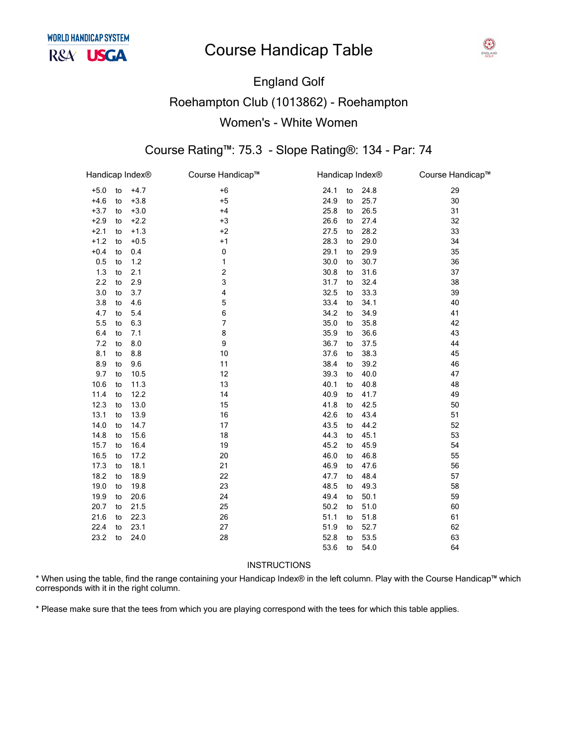WORLD HANDICAP SYSTEM
R&A USGA

# Course Handicap Table

## England Golf

## Roehampton Club (1013862) - Roehampton

## Women's - White Women

### Course Rating™: 75.3 - Slope Rating®: 134 - Par: 74

| Handicap Index® | Course Handicap™ | Handicap Index® | Course Handicap™ |
|---|---|---|---|
| +5.0 to +4.7 | +6 | 24.1 to 24.8 | 29 |
| +4.6 to +3.8 | +5 | 24.9 to 25.7 | 30 |
| +3.7 to +3.0 | +4 | 25.8 to 26.5 | 31 |
| +2.9 to +2.2 | +3 | 26.6 to 27.4 | 32 |
| +2.1 to +1.3 | +2 | 27.5 to 28.2 | 33 |
| +1.2 to +0.5 | +1 | 28.3 to 29.0 | 34 |
| +0.4 to 0.4 | 0 | 29.1 to 29.9 | 35 |
| 0.5 to 1.2 | 1 | 30.0 to 30.7 | 36 |
| 1.3 to 2.1 | 2 | 30.8 to 31.6 | 37 |
| 2.2 to 2.9 | 3 | 31.7 to 32.4 | 38 |
| 3.0 to 3.7 | 4 | 32.5 to 33.3 | 39 |
| 3.8 to 4.6 | 5 | 33.4 to 34.1 | 40 |
| 4.7 to 5.4 | 6 | 34.2 to 34.9 | 41 |
| 5.5 to 6.3 | 7 | 35.0 to 35.8 | 42 |
| 6.4 to 7.1 | 8 | 35.9 to 36.6 | 43 |
| 7.2 to 8.0 | 9 | 36.7 to 37.5 | 44 |
| 8.1 to 8.8 | 10 | 37.6 to 38.3 | 45 |
| 8.9 to 9.6 | 11 | 38.4 to 39.2 | 46 |
| 9.7 to 10.5 | 12 | 39.3 to 40.0 | 47 |
| 10.6 to 11.3 | 13 | 40.1 to 40.8 | 48 |
| 11.4 to 12.2 | 14 | 40.9 to 41.7 | 49 |
| 12.3 to 13.0 | 15 | 41.8 to 42.5 | 50 |
| 13.1 to 13.9 | 16 | 42.6 to 43.4 | 51 |
| 14.0 to 14.7 | 17 | 43.5 to 44.2 | 52 |
| 14.8 to 15.6 | 18 | 44.3 to 45.1 | 53 |
| 15.7 to 16.4 | 19 | 45.2 to 45.9 | 54 |
| 16.5 to 17.2 | 20 | 46.0 to 46.8 | 55 |
| 17.3 to 18.1 | 21 | 46.9 to 47.6 | 56 |
| 18.2 to 18.9 | 22 | 47.7 to 48.4 | 57 |
| 19.0 to 19.8 | 23 | 48.5 to 49.3 | 58 |
| 19.9 to 20.6 | 24 | 49.4 to 50.1 | 59 |
| 20.7 to 21.5 | 25 | 50.2 to 51.0 | 60 |
| 21.6 to 22.3 | 26 | 51.1 to 51.8 | 61 |
| 22.4 to 23.1 | 27 | 51.9 to 52.7 | 62 |
| 23.2 to 24.0 | 28 | 52.8 to 53.5 | 63 |
| | | 53.6 to 54.0 | 64 |

INSTRUCTIONS

* When using the table, find the range containing your Handicap Index® in the left column. Play with the Course Handicap™ which corresponds with it in the right column.

* Please make sure that the tees from which you are playing correspond with the tees for which this table applies.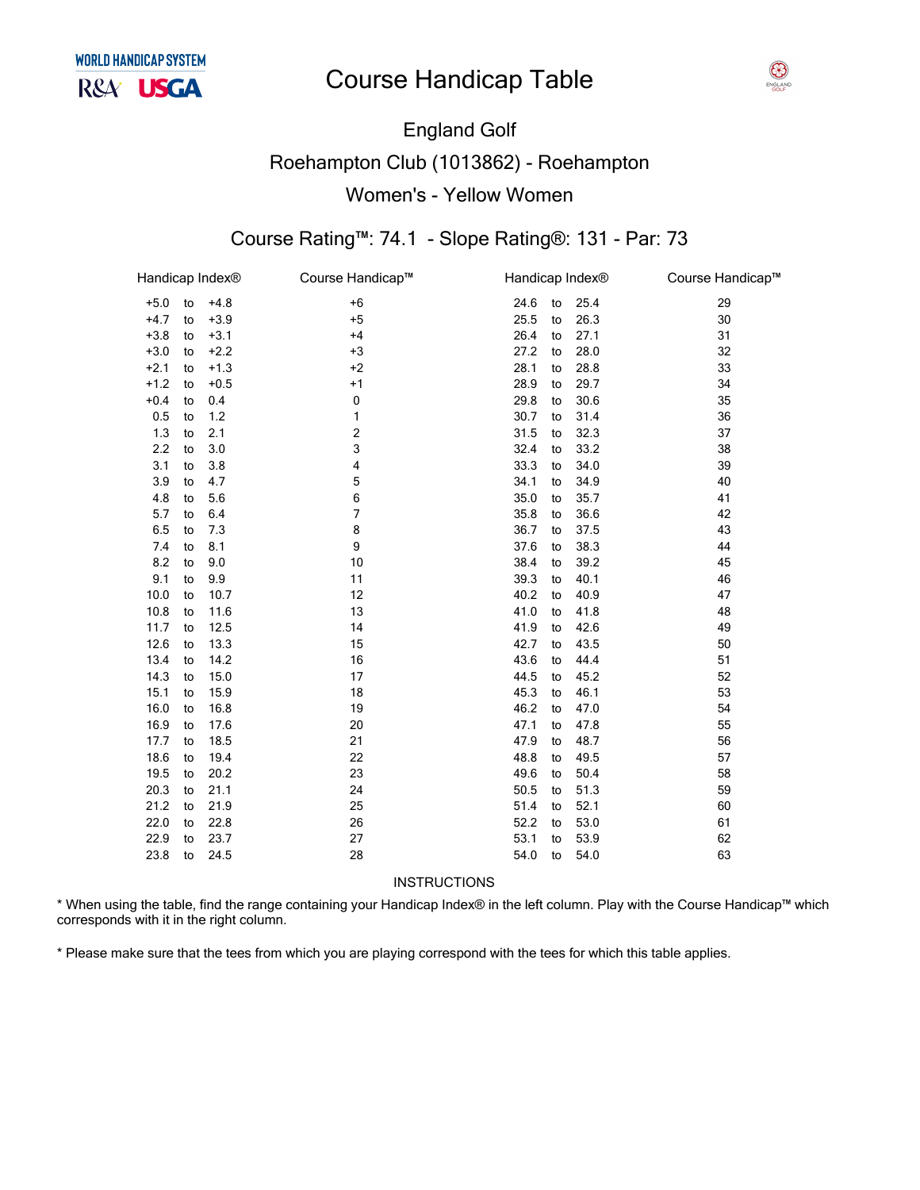WORLD HANDICAP SYSTEM

R&A USGA

# Course Handicap Table

## England Golf

## Roehampton Club (1013862) - Roehampton

## Women's - Yellow Women

### Course Rating™: 74.1 - Slope Rating®: 131 - Par: 73

| Handicap Index® | | | Course Handicap™ | Handicap Index® | | | Course Handicap™ |
|---|---|---|---|---|---|---|---|
| +5.0 | to | +4.8 | +6 | 24.6 | to | 25.4 | 29 |
| +4.7 | to | +3.9 | +5 | 25.5 | to | 26.3 | 30 |
| +3.8 | to | +3.1 | +4 | 26.4 | to | 27.1 | 31 |
| +3.0 | to | +2.2 | +3 | 27.2 | to | 28.0 | 32 |
| +2.1 | to | +1.3 | +2 | 28.1 | to | 28.8 | 33 |
| +1.2 | to | +0.5 | +1 | 28.9 | to | 29.7 | 34 |
| +0.4 | to | 0.4 | 0 | 29.8 | to | 30.6 | 35 |
| 0.5 | to | 1.2 | 1 | 30.7 | to | 31.4 | 36 |
| 1.3 | to | 2.1 | 2 | 31.5 | to | 32.3 | 37 |
| 2.2 | to | 3.0 | 3 | 32.4 | to | 33.2 | 38 |
| 3.1 | to | 3.8 | 4 | 33.3 | to | 34.0 | 39 |
| 3.9 | to | 4.7 | 5 | 34.1 | to | 34.9 | 40 |
| 4.8 | to | 5.6 | 6 | 35.0 | to | 35.7 | 41 |
| 5.7 | to | 6.4 | 7 | 35.8 | to | 36.6 | 42 |
| 6.5 | to | 7.3 | 8 | 36.7 | to | 37.5 | 43 |
| 7.4 | to | 8.1 | 9 | 37.6 | to | 38.3 | 44 |
| 8.2 | to | 9.0 | 10 | 38.4 | to | 39.2 | 45 |
| 9.1 | to | 9.9 | 11 | 39.3 | to | 40.1 | 46 |
| 10.0 | to | 10.7 | 12 | 40.2 | to | 40.9 | 47 |
| 10.8 | to | 11.6 | 13 | 41.0 | to | 41.8 | 48 |
| 11.7 | to | 12.5 | 14 | 41.9 | to | 42.6 | 49 |
| 12.6 | to | 13.3 | 15 | 42.7 | to | 43.5 | 50 |
| 13.4 | to | 14.2 | 16 | 43.6 | to | 44.4 | 51 |
| 14.3 | to | 15.0 | 17 | 44.5 | to | 45.2 | 52 |
| 15.1 | to | 15.9 | 18 | 45.3 | to | 46.1 | 53 |
| 16.0 | to | 16.8 | 19 | 46.2 | to | 47.0 | 54 |
| 16.9 | to | 17.6 | 20 | 47.1 | to | 47.8 | 55 |
| 17.7 | to | 18.5 | 21 | 47.9 | to | 48.7 | 56 |
| 18.6 | to | 19.4 | 22 | 48.8 | to | 49.5 | 57 |
| 19.5 | to | 20.2 | 23 | 49.6 | to | 50.4 | 58 |
| 20.3 | to | 21.1 | 24 | 50.5 | to | 51.3 | 59 |
| 21.2 | to | 21.9 | 25 | 51.4 | to | 52.1 | 60 |
| 22.0 | to | 22.8 | 26 | 52.2 | to | 53.0 | 61 |
| 22.9 | to | 23.7 | 27 | 53.1 | to | 53.9 | 62 |
| 23.8 | to | 24.5 | 28 | 54.0 | to | 54.0 | 63 |

INSTRUCTIONS

* When using the table, find the range containing your Handicap Index® in the left column. Play with the Course Handicap™ which corresponds with it in the right column.

* Please make sure that the tees from which you are playing correspond with the tees for which this table applies.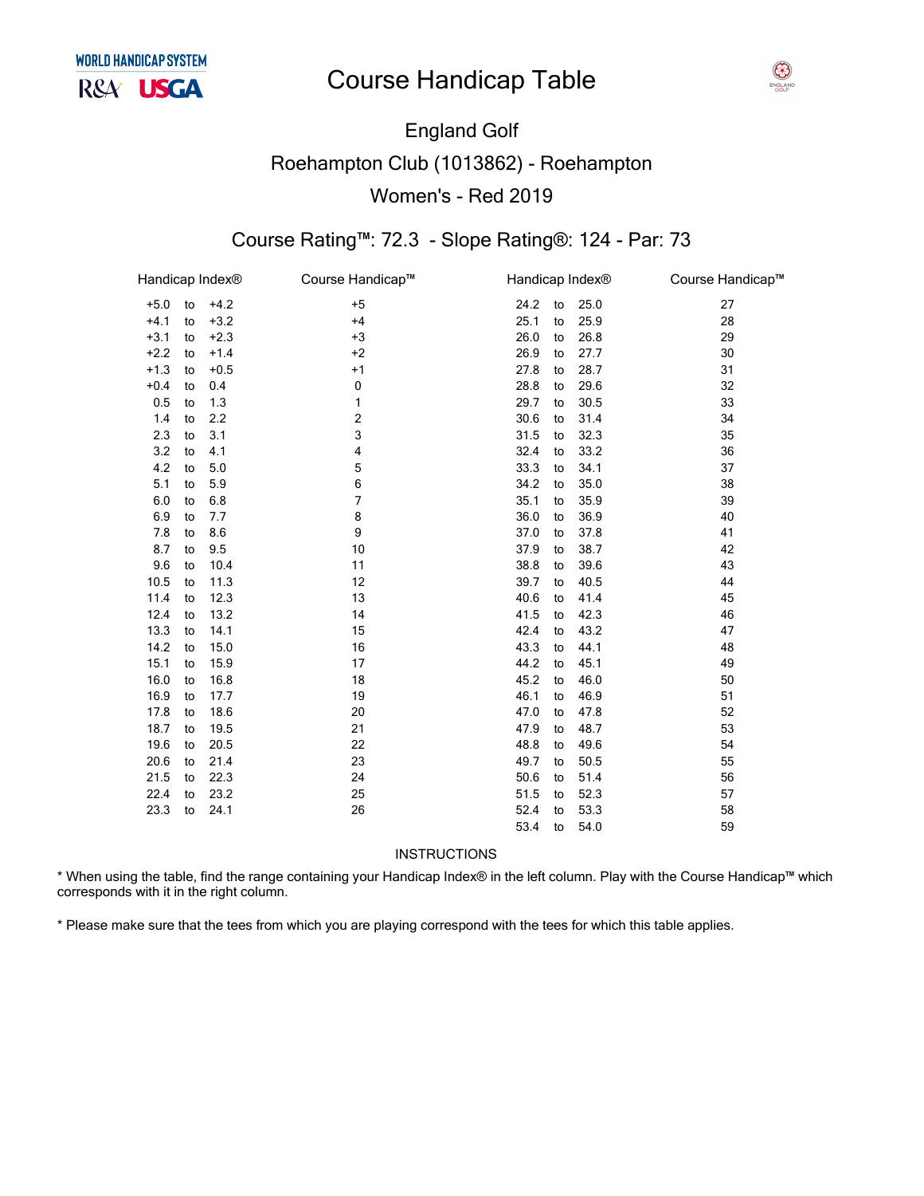WORLD HANDICAP SYSTEM

R&A USGA

# Course Handicap Table

ENGLAND GOLF

## England Golf

## Roehampton Club (1013862) - Roehampton

## Women's - Red 2019

### Course Rating™: 72.3 - Slope Rating®: 124 - Par: 73

| Handicap Index® | Course Handicap™ | Handicap Index® | Course Handicap™ |
|---|---|---|---|
| +5.0 to +4.2 | +5 | 24.2 to 25.0 | 27 |
| +4.1 to +3.2 | +4 | 25.1 to 25.9 | 28 |
| +3.1 to +2.3 | +3 | 26.0 to 26.8 | 29 |
| +2.2 to +1.4 | +2 | 26.9 to 27.7 | 30 |
| +1.3 to +0.5 | +1 | 27.8 to 28.7 | 31 |
| +0.4 to 0.4 | 0 | 28.8 to 29.6 | 32 |
| 0.5 to 1.3 | 1 | 29.7 to 30.5 | 33 |
| 1.4 to 2.2 | 2 | 30.6 to 31.4 | 34 |
| 2.3 to 3.1 | 3 | 31.5 to 32.3 | 35 |
| 3.2 to 4.1 | 4 | 32.4 to 33.2 | 36 |
| 4.2 to 5.0 | 5 | 33.3 to 34.1 | 37 |
| 5.1 to 5.9 | 6 | 34.2 to 35.0 | 38 |
| 6.0 to 6.8 | 7 | 35.1 to 35.9 | 39 |
| 6.9 to 7.7 | 8 | 36.0 to 36.9 | 40 |
| 7.8 to 8.6 | 9 | 37.0 to 37.8 | 41 |
| 8.7 to 9.5 | 10 | 37.9 to 38.7 | 42 |
| 9.6 to 10.4 | 11 | 38.8 to 39.6 | 43 |
| 10.5 to 11.3 | 12 | 39.7 to 40.5 | 44 |
| 11.4 to 12.3 | 13 | 40.6 to 41.4 | 45 |
| 12.4 to 13.2 | 14 | 41.5 to 42.3 | 46 |
| 13.3 to 14.1 | 15 | 42.4 to 43.2 | 47 |
| 14.2 to 15.0 | 16 | 43.3 to 44.1 | 48 |
| 15.1 to 15.9 | 17 | 44.2 to 45.1 | 49 |
| 16.0 to 16.8 | 18 | 45.2 to 46.0 | 50 |
| 16.9 to 17.7 | 19 | 46.1 to 46.9 | 51 |
| 17.8 to 18.6 | 20 | 47.0 to 47.8 | 52 |
| 18.7 to 19.5 | 21 | 47.9 to 48.7 | 53 |
| 19.6 to 20.5 | 22 | 48.8 to 49.6 | 54 |
| 20.6 to 21.4 | 23 | 49.7 to 50.5 | 55 |
| 21.5 to 22.3 | 24 | 50.6 to 51.4 | 56 |
| 22.4 to 23.2 | 25 | 51.5 to 52.3 | 57 |
| 23.3 to 24.1 | 26 | 52.4 to 53.3 | 58 |
| | | 53.4 to 54.0 | 59 |

INSTRUCTIONS

* When using the table, find the range containing your Handicap Index® in the left column. Play with the Course Handicap™ which corresponds with it in the right column.

* Please make sure that the tees from which you are playing correspond with the tees for which this table applies.